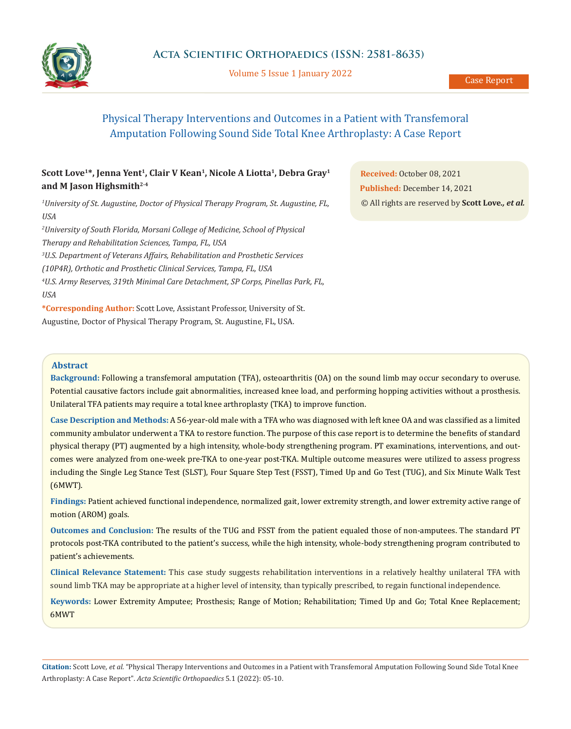# Physical Therapy Interventions and Outcomes in a Patient with Transfemoral Amputation Following Sound Side Total Knee Arthroplasty: A Case Report

**Scott Love[1]*, Jenna Yent[1], Clair V Kean[1], Nicole A Liotta[1], Debra Gray[1] and M Jason Highsmith[2-4]**

*[1]University of St. Augustine, Doctor of Physical Therapy Program, St. Augustine, FL, USA*

*[2]University of South Florida, Morsani College of Medicine, School of Physical Therapy and Rehabilitation Sciences, Tampa, FL, USA*

*[3]U.S. Department of Veterans Affairs, Rehabilitation and Prosthetic Services (10P4R), Orthotic and Prosthetic Clinical Services, Tampa, FL, USA*

*[4]U.S. Army Reserves, 319th Minimal Care Detachment, SP Corps, Pinellas Park, FL, USA*

**\*Corresponding Author:** Scott Love, Assistant Professor, University of St. Augustine, Doctor of Physical Therapy Program, St. Augustine, FL, USA.

**Received:** October 08, 2021
**Published:** December 14, 2021
© All rights are reserved by **Scott Love., *et al.***

## Abstract

**Background:** Following a transfemoral amputation (TFA), osteoarthritis (OA) on the sound limb may occur secondary to overuse. Potential causative factors include gait abnormalities, increased knee load, and performing hopping activities without a prosthesis. Unilateral TFA patients may require a total knee arthroplasty (TKA) to improve function.

**Case Description and Methods:** A 56-year-old male with a TFA who was diagnosed with left knee OA and was classified as a limited community ambulator underwent a TKA to restore function. The purpose of this case report is to determine the benefits of standard physical therapy (PT) augmented by a high intensity, whole-body strengthening program. PT examinations, interventions, and outcomes were analyzed from one-week pre-TKA to one-year post-TKA. Multiple outcome measures were utilized to assess progress including the Single Leg Stance Test (SLST), Four Square Step Test (FSST), Timed Up and Go Test (TUG), and Six Minute Walk Test (6MWT).

**Findings:** Patient achieved functional independence, normalized gait, lower extremity strength, and lower extremity active range of motion (AROM) goals.

**Outcomes and Conclusion:** The results of the TUG and FSST from the patient equaled those of non-amputees. The standard PT protocols post-TKA contributed to the patient's success, while the high intensity, whole-body strengthening program contributed to patient's achievements.

**Clinical Relevance Statement:** This case study suggests rehabilitation interventions in a relatively healthy unilateral TFA with sound limb TKA may be appropriate at a higher level of intensity, than typically prescribed, to regain functional independence.

**Keywords:** Lower Extremity Amputee; Prosthesis; Range of Motion; Rehabilitation; Timed Up and Go; Total Knee Replacement; 6MWT

**Citation:** Scott Love, *et al.* "Physical Therapy Interventions and Outcomes in a Patient with Transfemoral Amputation Following Sound Side Total Knee Arthroplasty: A Case Report". *Acta Scientific Orthopaedics* 5.1 (2022): 05-10.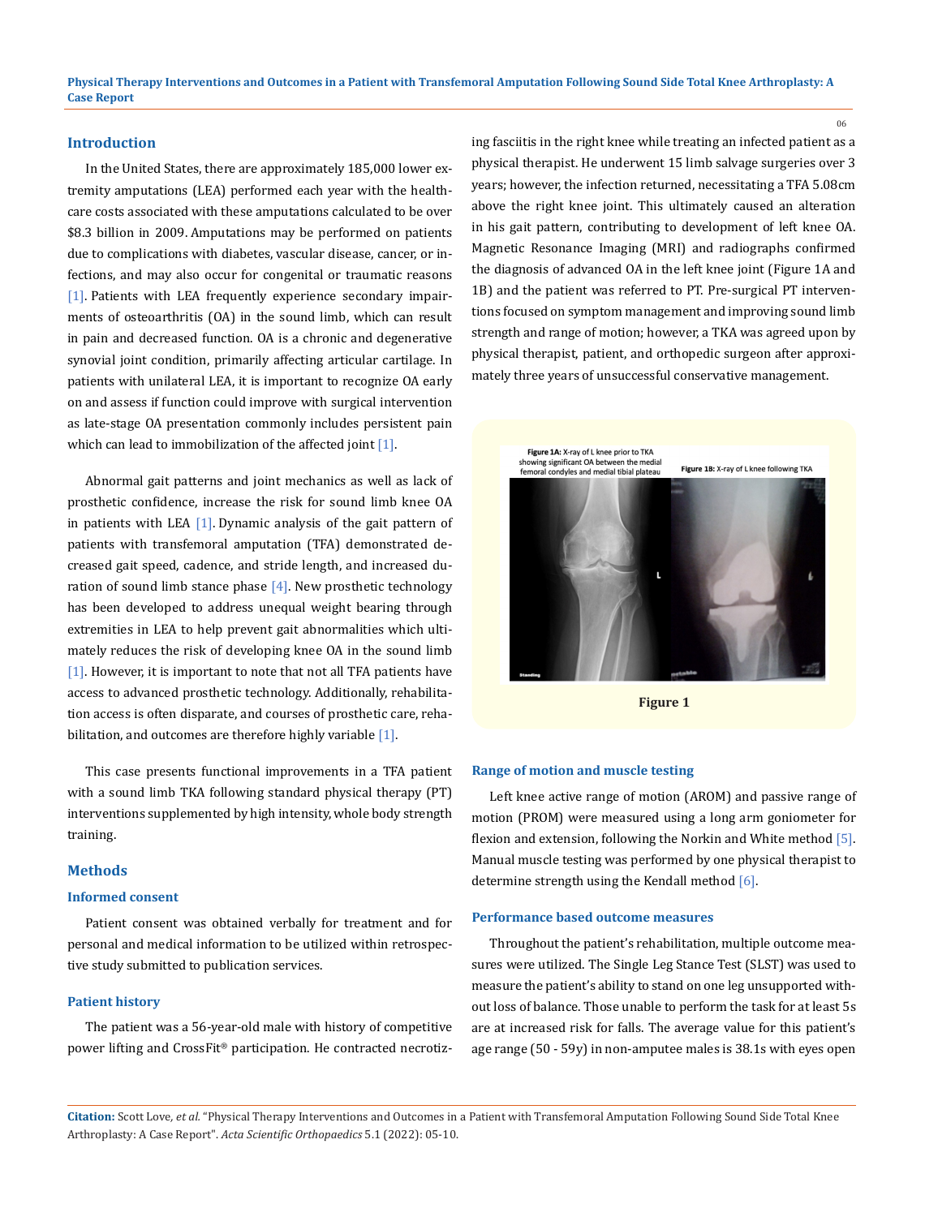## Introduction

In the United States, there are approximately 185,000 lower extremity amputations (LEA) performed each year with the healthcare costs associated with these amputations calculated to be over $8.3 billion in 2009. Amputations may be performed on patients due to complications with diabetes, vascular disease, cancer, or infections, and may also occur for congenital or traumatic reasons [1]. Patients with LEA frequently experience secondary impairments of osteoarthritis (OA) in the sound limb, which can result in pain and decreased function. OA is a chronic and degenerative synovial joint condition, primarily affecting articular cartilage. In patients with unilateral LEA, it is important to recognize OA early on and assess if function could improve with surgical intervention as late-stage OA presentation commonly includes persistent pain which can lead to immobilization of the affected joint [1].

Abnormal gait patterns and joint mechanics as well as lack of prosthetic confidence, increase the risk for sound limb knee OA in patients with LEA [1]. Dynamic analysis of the gait pattern of patients with transfemoral amputation (TFA) demonstrated decreased gait speed, cadence, and stride length, and increased duration of sound limb stance phase [4]. New prosthetic technology has been developed to address unequal weight bearing through extremities in LEA to help prevent gait abnormalities which ultimately reduces the risk of developing knee OA in the sound limb [1]. However, it is important to note that not all TFA patients have access to advanced prosthetic technology. Additionally, rehabilitation access is often disparate, and courses of prosthetic care, rehabilitation, and outcomes are therefore highly variable [1].

This case presents functional improvements in a TFA patient with a sound limb TKA following standard physical therapy (PT) interventions supplemented by high intensity, whole body strength training.

## Methods

### Informed consent

Patient consent was obtained verbally for treatment and for personal and medical information to be utilized within retrospective study submitted to publication services.

### Patient history

The patient was a 56-year-old male with history of competitive power lifting and CrossFit® participation. He contracted necrotizing fasciitis in the right knee while treating an infected patient as a physical therapist. He underwent 15 limb salvage surgeries over 3 years; however, the infection returned, necessitating a TFA 5.08cm above the right knee joint. This ultimately caused an alteration in his gait pattern, contributing to development of left knee OA. Magnetic Resonance Imaging (MRI) and radiographs confirmed the diagnosis of advanced OA in the left knee joint (Figure 1A and 1B) and the patient was referred to PT. Pre-surgical PT interventions focused on symptom management and improving sound limb strength and range of motion; however, a TKA was agreed upon by physical therapist, patient, and orthopedic surgeon after approximately three years of unsuccessful conservative management.

**Figure 1A:** X-ray of L knee prior to TKA showing significant OA between the medial femoral condyles and medial tibial plateau

**Figure 1B:** X-ray of L knee following TKA

**Figure 1**

### Range of motion and muscle testing

Left knee active range of motion (AROM) and passive range of motion (PROM) were measured using a long arm goniometer for flexion and extension, following the Norkin and White method [5]. Manual muscle testing was performed by one physical therapist to determine strength using the Kendall method [6].

### Performance based outcome measures

Throughout the patient's rehabilitation, multiple outcome measures were utilized. The Single Leg Stance Test (SLST) was used to measure the patient's ability to stand on one leg unsupported without loss of balance. Those unable to perform the task for at least 5s are at increased risk for falls. The average value for this patient's age range (50 - 59y) in non-amputee males is 38.1s with eyes open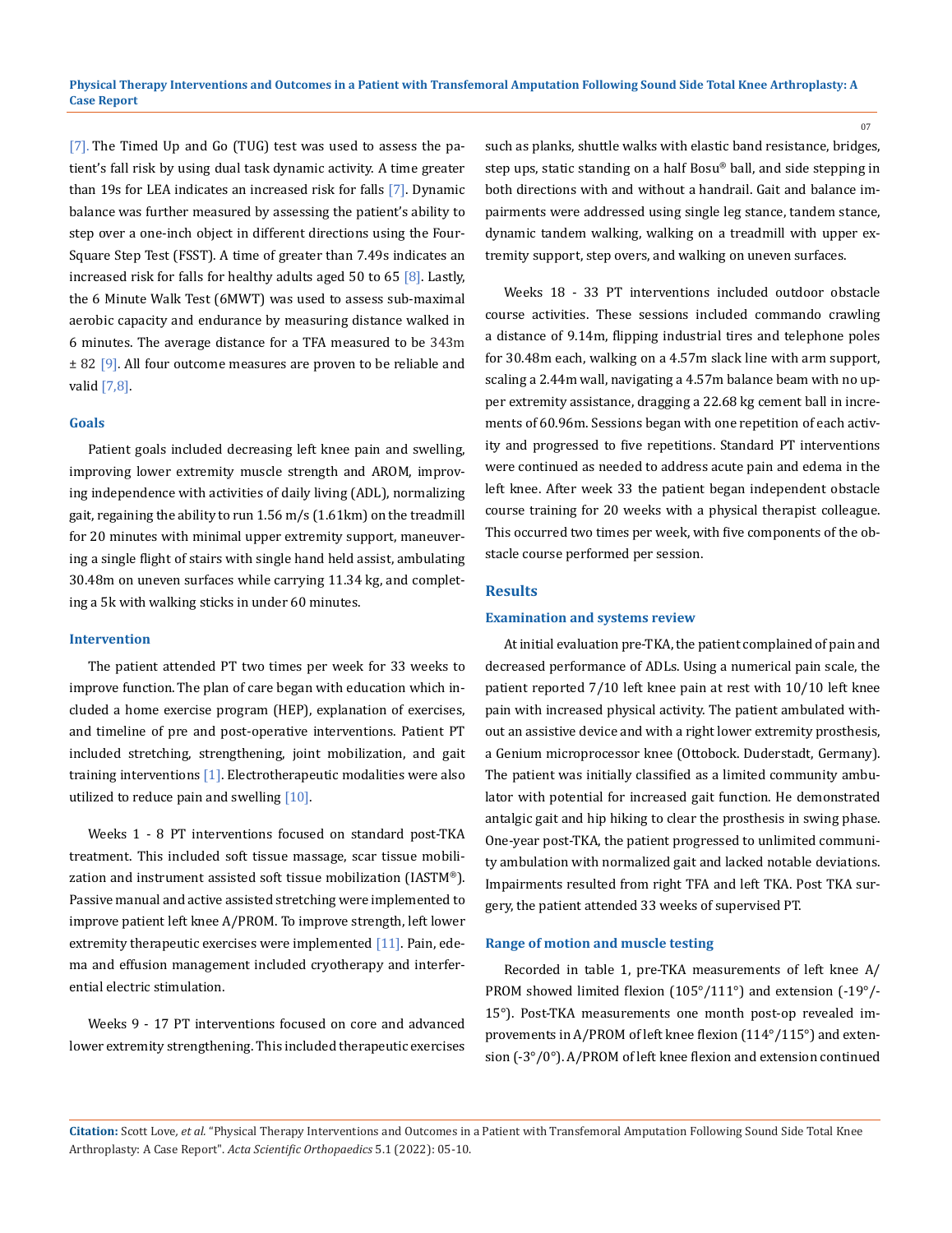[7]. The Timed Up and Go (TUG) test was used to assess the patient's fall risk by using dual task dynamic activity. A time greater than 19s for LEA indicates an increased risk for falls [7]. Dynamic balance was further measured by assessing the patient's ability to step over a one-inch object in different directions using the Four-Square Step Test (FSST). A time of greater than 7.49s indicates an increased risk for falls for healthy adults aged 50 to 65 [8]. Lastly, the 6 Minute Walk Test (6MWT) was used to assess sub-maximal aerobic capacity and endurance by measuring distance walked in 6 minutes. The average distance for a TFA measured to be 343m ± 82 [9]. All four outcome measures are proven to be reliable and valid [7,8].

### Goals

Patient goals included decreasing left knee pain and swelling, improving lower extremity muscle strength and AROM, improving independence with activities of daily living (ADL), normalizing gait, regaining the ability to run 1.56 m/s (1.61km) on the treadmill for 20 minutes with minimal upper extremity support, maneuvering a single flight of stairs with single hand held assist, ambulating 30.48m on uneven surfaces while carrying 11.34 kg, and completing a 5k with walking sticks in under 60 minutes.

### Intervention

The patient attended PT two times per week for 33 weeks to improve function. The plan of care began with education which included a home exercise program (HEP), explanation of exercises, and timeline of pre and post-operative interventions. Patient PT included stretching, strengthening, joint mobilization, and gait training interventions [1]. Electrotherapeutic modalities were also utilized to reduce pain and swelling [10].

Weeks 1 - 8 PT interventions focused on standard post-TKA treatment. This included soft tissue massage, scar tissue mobilization and instrument assisted soft tissue mobilization (IASTM®). Passive manual and active assisted stretching were implemented to improve patient left knee A/PROM. To improve strength, left lower extremity therapeutic exercises were implemented [11]. Pain, edema and effusion management included cryotherapy and interferential electric stimulation.

Weeks 9 - 17 PT interventions focused on core and advanced lower extremity strengthening. This included therapeutic exercises such as planks, shuttle walks with elastic band resistance, bridges, step ups, static standing on a half Bosu® ball, and side stepping in both directions with and without a handrail. Gait and balance impairments were addressed using single leg stance, tandem stance, dynamic tandem walking, walking on a treadmill with upper extremity support, step overs, and walking on uneven surfaces.

Weeks 18 - 33 PT interventions included outdoor obstacle course activities. These sessions included commando crawling a distance of 9.14m, flipping industrial tires and telephone poles for 30.48m each, walking on a 4.57m slack line with arm support, scaling a 2.44m wall, navigating a 4.57m balance beam with no upper extremity assistance, dragging a 22.68 kg cement ball in increments of 60.96m. Sessions began with one repetition of each activity and progressed to five repetitions. Standard PT interventions were continued as needed to address acute pain and edema in the left knee. After week 33 the patient began independent obstacle course training for 20 weeks with a physical therapist colleague. This occurred two times per week, with five components of the obstacle course performed per session.

## Results

### Examination and systems review

At initial evaluation pre-TKA, the patient complained of pain and decreased performance of ADLs. Using a numerical pain scale, the patient reported 7/10 left knee pain at rest with 10/10 left knee pain with increased physical activity. The patient ambulated without an assistive device and with a right lower extremity prosthesis, a Genium microprocessor knee (Ottobock. Duderstadt, Germany). The patient was initially classified as a limited community ambulator with potential for increased gait function. He demonstrated antalgic gait and hip hiking to clear the prosthesis in swing phase. One-year post-TKA, the patient progressed to unlimited community ambulation with normalized gait and lacked notable deviations. Impairments resulted from right TFA and left TKA. Post TKA surgery, the patient attended 33 weeks of supervised PT.

### Range of motion and muscle testing

Recorded in table 1, pre-TKA measurements of left knee A/PROM showed limited flexion (105°/111°) and extension (-19°/-15°). Post-TKA measurements one month post-op revealed improvements in A/PROM of left knee flexion (114°/115°) and extension (-3°/0°). A/PROM of left knee flexion and extension continued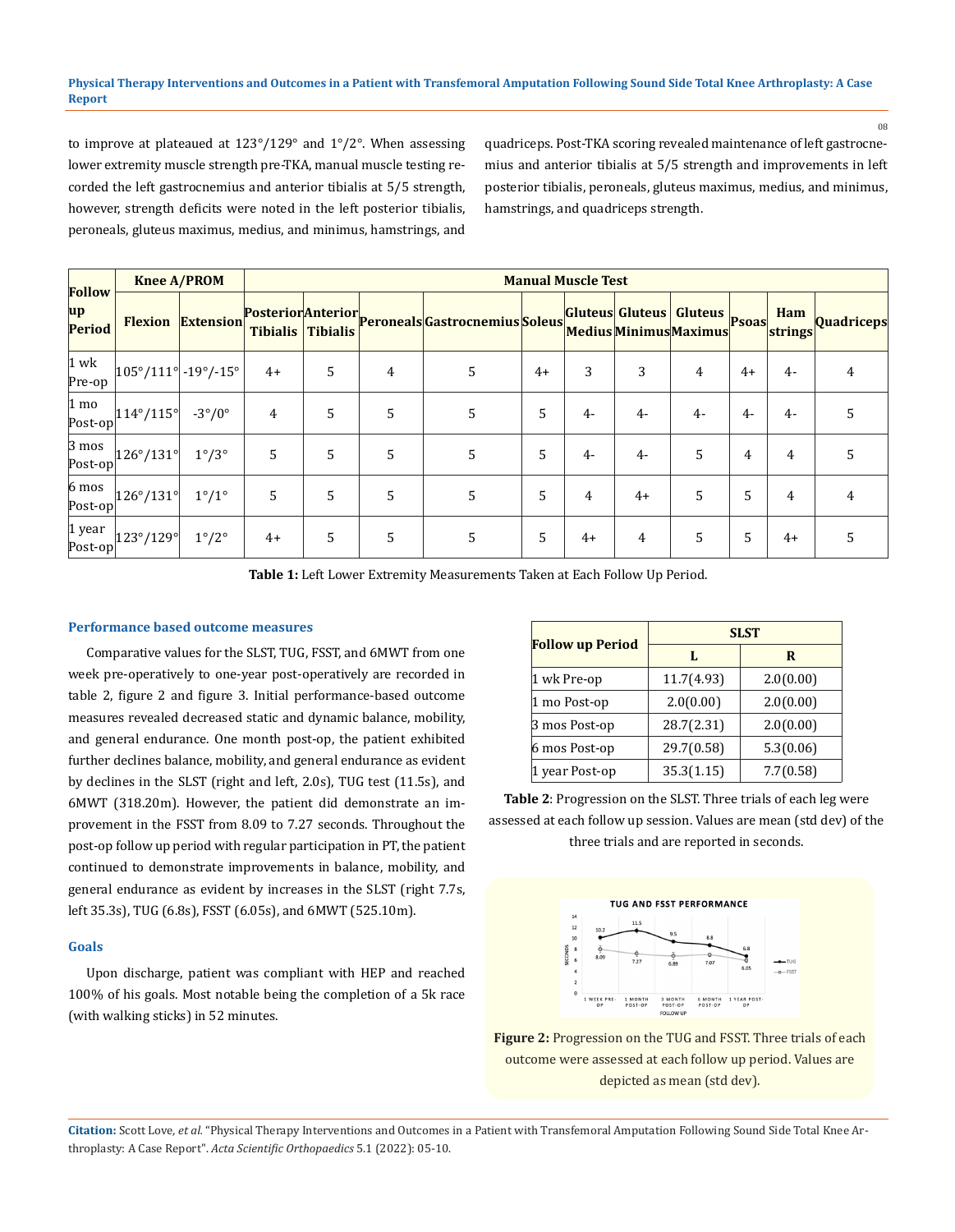to improve at plateaued at 123°/129° and 1°/2°. When assessing lower extremity muscle strength pre-TKA, manual muscle testing recorded the left gastrocnemius and anterior tibialis at 5/5 strength, however, strength deficits were noted in the left posterior tibialis, peroneals, gluteus maximus, medius, and minimus, hamstrings, and quadriceps. Post-TKA scoring revealed maintenance of left gastrocnemius and anterior tibialis at 5/5 strength and improvements in left posterior tibialis, peroneals, gluteus maximus, medius, and minimus, hamstrings, and quadriceps strength.

| Follow up Period | Knee A/PROM | | Manual Muscle Test | | | | | | | | | | |
|---|---|---|---|---|---|---|---|---|---|---|---|---|---|
| | Flexion | Extension | Posterior Tibialis | Anterior Tibialis | Peroneals | Gastrocnemius | Soleus | Gluteus Medius | Gluteus Minimus | Gluteus Maximus | Psoas | Ham strings | Quadriceps |
| 1 wk Pre-op | 105°/111° | -19°/-15° | 4+ | 5 | 4 | 5 | 4+ | 3 | 3 | 4 | 4+ | 4- | 4 |
| 1 mo Post-op | 114°/115° | -3°/0° | 4 | 5 | 5 | 5 | 5 | 4- | 4- | 4- | 4- | 4- | 5 |
| 3 mos Post-op | 126°/131° | 1°/3° | 5 | 5 | 5 | 5 | 5 | 4- | 4- | 5 | 4 | 4 | 5 |
| 6 mos Post-op | 126°/131° | 1°/1° | 5 | 5 | 5 | 5 | 5 | 4 | 4+ | 5 | 5 | 4 | 4 |
| 1 year Post-op | 123°/129° | 1°/2° | 4+ | 5 | 5 | 5 | 5 | 4+ | 4 | 5 | 5 | 4+ | 5 |

**Table 1:** Left Lower Extremity Measurements Taken at Each Follow Up Period.

### Performance based outcome measures

Comparative values for the SLST, TUG, FSST, and 6MWT from one week pre-operatively to one-year post-operatively are recorded in table 2, figure 2 and figure 3. Initial performance-based outcome measures revealed decreased static and dynamic balance, mobility, and general endurance. One month post-op, the patient exhibited further declines balance, mobility, and general endurance as evident by declines in the SLST (right and left, 2.0s), TUG test (11.5s), and 6MWT (318.20m). However, the patient did demonstrate an improvement in the FSST from 8.09 to 7.27 seconds. Throughout the post-op follow up period with regular participation in PT, the patient continued to demonstrate improvements in balance, mobility, and general endurance as evident by increases in the SLST (right 7.7s, left 35.3s), TUG (6.8s), FSST (6.05s), and 6MWT (525.10m).

### Goals

Upon discharge, patient was compliant with HEP and reached 100% of his goals. Most notable being the completion of a 5k race (with walking sticks) in 52 minutes.

| Follow up Period | SLST | |
|---|---|---|
| | L | R |
| 1 wk Pre-op | 11.7(4.93) | 2.0(0.00) |
| 1 mo Post-op | 2.0(0.00) | 2.0(0.00) |
| 3 mos Post-op | 28.7(2.31) | 2.0(0.00) |
| 6 mos Post-op | 29.7(0.58) | 5.3(0.06) |
| 1 year Post-op | 35.3(1.15) | 7.7(0.58) |

**Table 2**: Progression on the SLST. Three trials of each leg were assessed at each follow up session. Values are mean (std dev) of the three trials and are reported in seconds.

**Figure 2:** Progression on the TUG and FSST. Three trials of each outcome were assessed at each follow up period. Values are depicted as mean (std dev).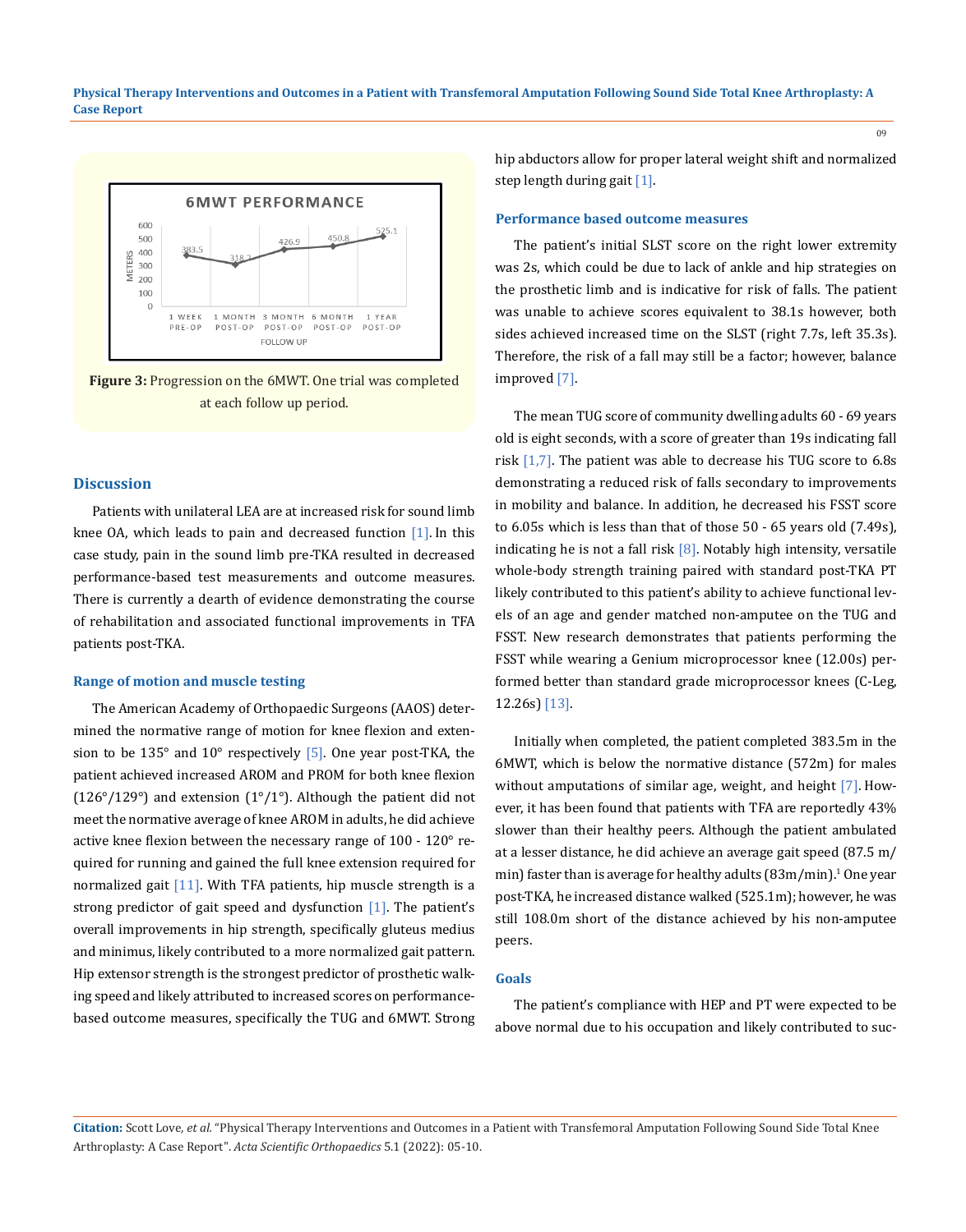Figure 3: Progression on the 6MWT. One trial was completed at each follow up period.

## Discussion

Patients with unilateral LEA are at increased risk for sound limb knee OA, which leads to pain and decreased function [1]. In this case study, pain in the sound limb pre-TKA resulted in decreased performance-based test measurements and outcome measures. There is currently a dearth of evidence demonstrating the course of rehabilitation and associated functional improvements in TFA patients post-TKA.

### Range of motion and muscle testing

The American Academy of Orthopaedic Surgeons (AAOS) determined the normative range of motion for knee flexion and extension to be 135° and 10° respectively [5]. One year post-TKA, the patient achieved increased AROM and PROM for both knee flexion (126°/129°) and extension (1°/1°). Although the patient did not meet the normative average of knee AROM in adults, he did achieve active knee flexion between the necessary range of 100 - 120° required for running and gained the full knee extension required for normalized gait [11]. With TFA patients, hip muscle strength is a strong predictor of gait speed and dysfunction [1]. The patient's overall improvements in hip strength, specifically gluteus medius and minimus, likely contributed to a more normalized gait pattern. Hip extensor strength is the strongest predictor of prosthetic walking speed and likely attributed to increased scores on performance-based outcome measures, specifically the TUG and 6MWT. Strong hip abductors allow for proper lateral weight shift and normalized step length during gait [1].

### Performance based outcome measures

The patient's initial SLST score on the right lower extremity was 2s, which could be due to lack of ankle and hip strategies on the prosthetic limb and is indicative for risk of falls. The patient was unable to achieve scores equivalent to 38.1s however, both sides achieved increased time on the SLST (right 7.7s, left 35.3s). Therefore, the risk of a fall may still be a factor; however, balance improved [7].

The mean TUG score of community dwelling adults 60 - 69 years old is eight seconds, with a score of greater than 19s indicating fall risk [1,7]. The patient was able to decrease his TUG score to 6.8s demonstrating a reduced risk of falls secondary to improvements in mobility and balance. In addition, he decreased his FSST score to 6.05s which is less than that of those 50 - 65 years old (7.49s), indicating he is not a fall risk [8]. Notably high intensity, versatile whole-body strength training paired with standard post-TKA PT likely contributed to this patient's ability to achieve functional levels of an age and gender matched non-amputee on the TUG and FSST. New research demonstrates that patients performing the FSST while wearing a Genium microprocessor knee (12.00s) performed better than standard grade microprocessor knees (C-Leg, 12.26s) [13].

Initially when completed, the patient completed 383.5m in the 6MWT, which is below the normative distance (572m) for males without amputations of similar age, weight, and height [7]. However, it has been found that patients with TFA are reportedly 43% slower than their healthy peers. Although the patient ambulated at a lesser distance, he did achieve an average gait speed (87.5 m/min) faster than is average for healthy adults (83m/min).[1] One year post-TKA, he increased distance walked (525.1m); however, he was still 108.0m short of the distance achieved by his non-amputee peers.

### Goals

The patient's compliance with HEP and PT were expected to be above normal due to his occupation and likely contributed to suc-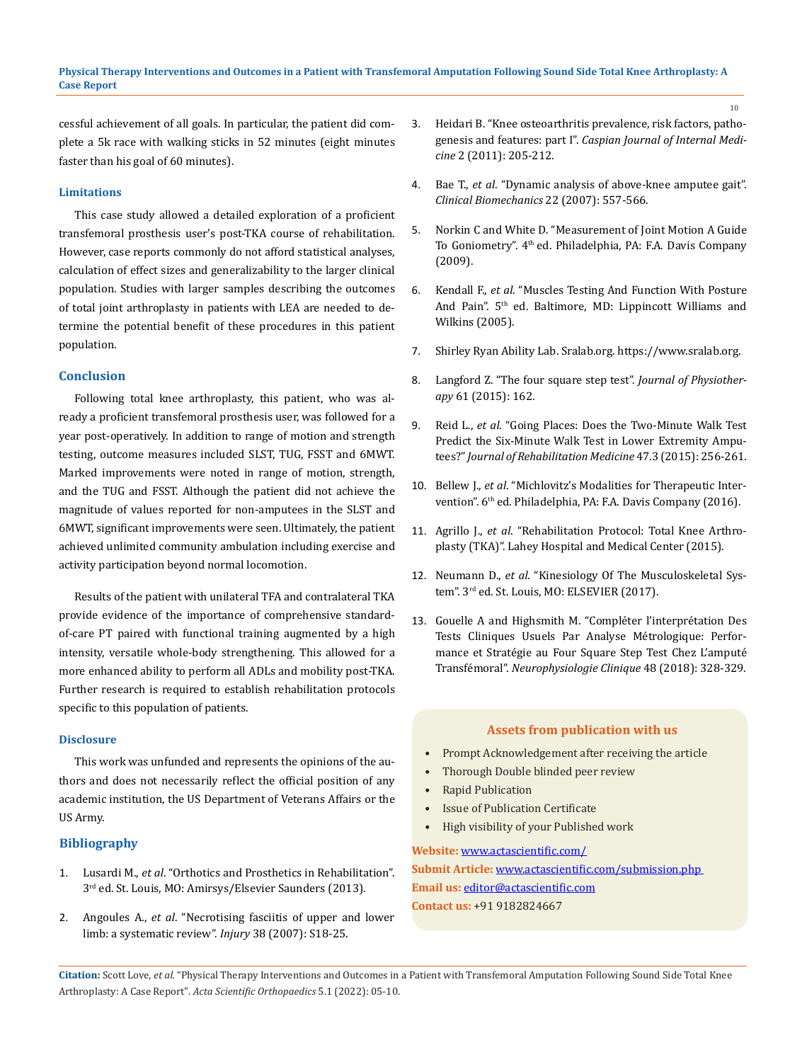cessful achievement of all goals. In particular, the patient did complete a 5k race with walking sticks in 52 minutes (eight minutes faster than his goal of 60 minutes).

### Limitations

This case study allowed a detailed exploration of a proficient transfemoral prosthesis user's post-TKA course of rehabilitation. However, case reports commonly do not afford statistical analyses, calculation of effect sizes and generalizability to the larger clinical population. Studies with larger samples describing the outcomes of total joint arthroplasty in patients with LEA are needed to determine the potential benefit of these procedures in this patient population.

## Conclusion

Following total knee arthroplasty, this patient, who was already a proficient transfemoral prosthesis user, was followed for a year post-operatively. In addition to range of motion and strength testing, outcome measures included SLST, TUG, FSST and 6MWT. Marked improvements were noted in range of motion, strength, and the TUG and FSST. Although the patient did not achieve the magnitude of values reported for non-amputees in the SLST and 6MWT, significant improvements were seen. Ultimately, the patient achieved unlimited community ambulation including exercise and activity participation beyond normal locomotion.

Results of the patient with unilateral TFA and contralateral TKA provide evidence of the importance of comprehensive standard-of-care PT paired with functional training augmented by a high intensity, versatile whole-body strengthening. This allowed for a more enhanced ability to perform all ADLs and mobility post-TKA. Further research is required to establish rehabilitation protocols specific to this population of patients.

### Disclosure

This work was unfunded and represents the opinions of the authors and does not necessarily reflect the official position of any academic institution, the US Department of Veterans Affairs or the US Army.

## Bibliography

1. Lusardi M., *et al*. "Orthotics and Prosthetics in Rehabilitation". 3rd ed. St. Louis, MO: Amirsys/Elsevier Saunders (2013).
2. Angoules A., *et al*. "Necrotising fasciitis of upper and lower limb: a systematic review". *Injury* 38 (2007): S18-25.
3. Heidari B. "Knee osteoarthritis prevalence, risk factors, pathogenesis and features: part I". *Caspian Journal of Internal Medicine* 2 (2011): 205-212.
4. Bae T., *et al*. "Dynamic analysis of above-knee amputee gait". *Clinical Biomechanics* 22 (2007): 557-566.
5. Norkin C and White D. "Measurement of Joint Motion A Guide To Goniometry". 4th ed. Philadelphia, PA: F.A. Davis Company (2009).
6. Kendall F., *et al*. "Muscles Testing And Function With Posture And Pain". 5th ed. Baltimore, MD: Lippincott Williams and Wilkins (2005).
7. Shirley Ryan Ability Lab. Sralab.org. https://www.sralab.org.
8. Langford Z. "The four square step test". *Journal of Physiotherapy* 61 (2015): 162.
9. Reid L., *et al*. "Going Places: Does the Two-Minute Walk Test Predict the Six-Minute Walk Test in Lower Extremity Amputees?" *Journal of Rehabilitation Medicine* 47.3 (2015): 256-261.
10. Bellew J., *et al*. "Michlovitz's Modalities for Therapeutic Intervention". 6th ed. Philadelphia, PA: F.A. Davis Company (2016).
11. Agrillo J., *et al*. "Rehabilitation Protocol: Total Knee Arthroplasty (TKA)". Lahey Hospital and Medical Center (2015).
12. Neumann D., *et al*. "Kinesiology Of The Musculoskeletal System". 3rd ed. St. Louis, MO: ELSEVIER (2017).
13. Gouelle A and Highsmith M. "Compléter l'interprétation Des Tests Cliniques Usuels Par Analyse Métrologique: Performance et Stratégie au Four Square Step Test Chez L'amputé Transfémoral". *Neurophysiologie Clinique* 48 (2018): 328-329.

**Assets from publication with us**

- Prompt Acknowledgement after receiving the article
- Thorough Double blinded peer review
- Rapid Publication
- Issue of Publication Certificate
- High visibility of your Published work

**Website:** www.actascientific.com/
**Submit Article:** www.actascientific.com/submission.php
**Email us:** editor@actascientific.com
**Contact us:** +91 9182824667